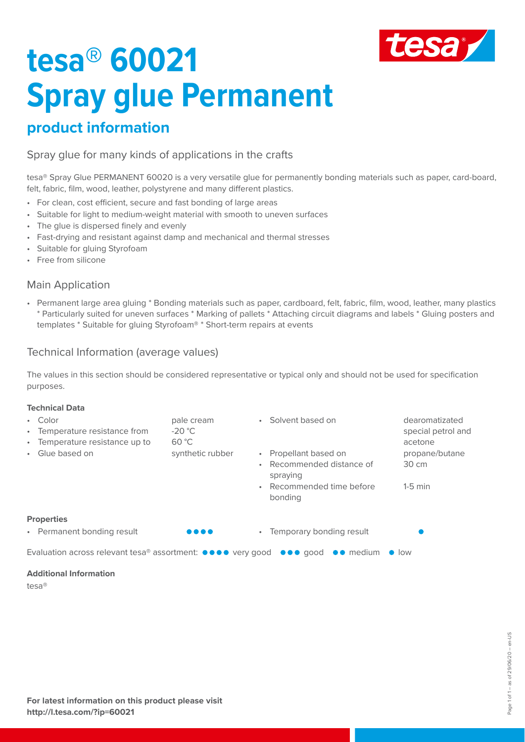# tesa® 60021 Spray glue Permanent

## product information

Spray glue for many kinds of applications in the crafts

tesa® Spray Glue PERMANENT 60020 is a very versatile glue for permanently bonding materials such as paper, card-board, felt, fabric, film, wood, leather, polystyrene and many different plastics.

- For clean, cost efficient, secure and fast bonding of large areas
- Suitable for light to medium-weight material with smooth to uneven surfaces
- The glue is dispersed finely and evenly
- Fast-drying and resistant against damp and mechanical and thermal stresses
- Suitable for gluing Styrofoam
- Free from silicone

### Main Application

- Permanent large area gluing * Bonding materials such as paper, cardboard, felt, fabric, film, wood, leather, many plastics * Particularly suited for uneven surfaces * Marking of pallets * Attaching circuit diagrams and labels * Gluing posters and templates * Suitable for gluing Styrofoam® * Short-term repairs at events

### Technical Information (average values)

The values in this section should be considered representative or typical only and should not be used for specification purposes.

**Technical Data**

- Color: pale cream
- Temperature resistance from: -20 °C
- Temperature resistance up to: 60 °C
- Glue based on: synthetic rubber
- Solvent based on: dearomatizated special petrol and acetone
- Propellant based on: propane/butane
- Recommended distance of spraying: 30 cm
- Recommended time before bonding: 1-5 min

**Properties**

- Permanent bonding result: ●●●●
- Temporary bonding result: ●

Evaluation across relevant tesa® assortment: ●●●● very good ●●● good ●● medium ● low

**Additional Information**

tesa®

**For latest information on this product please visit http://l.tesa.com/?ip=60021**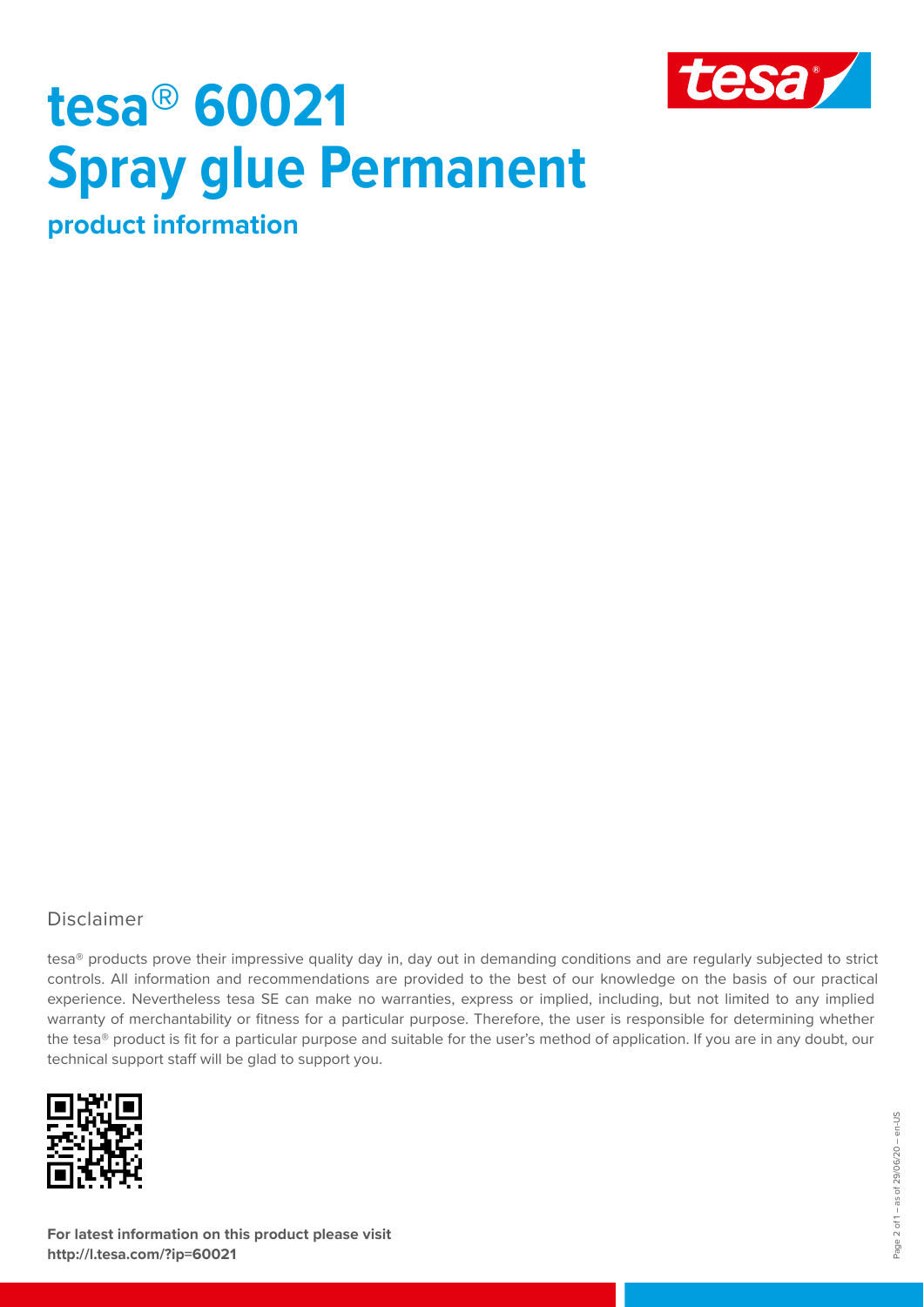# tesa® 60021 Spray glue Permanent

## product information

Disclaimer

tesa® products prove their impressive quality day in, day out in demanding conditions and are regularly subjected to strict controls. All information and recommendations are provided to the best of our knowledge on the basis of our practical experience. Nevertheless tesa SE can make no warranties, express or implied, including, but not limited to any implied warranty of merchantability or fitness for a particular purpose. Therefore, the user is responsible for determining whether the tesa® product is fit for a particular purpose and suitable for the user's method of application. If you are in any doubt, our technical support staff will be glad to support you.

**For latest information on this product please visit http://l.tesa.com/?ip=60021**